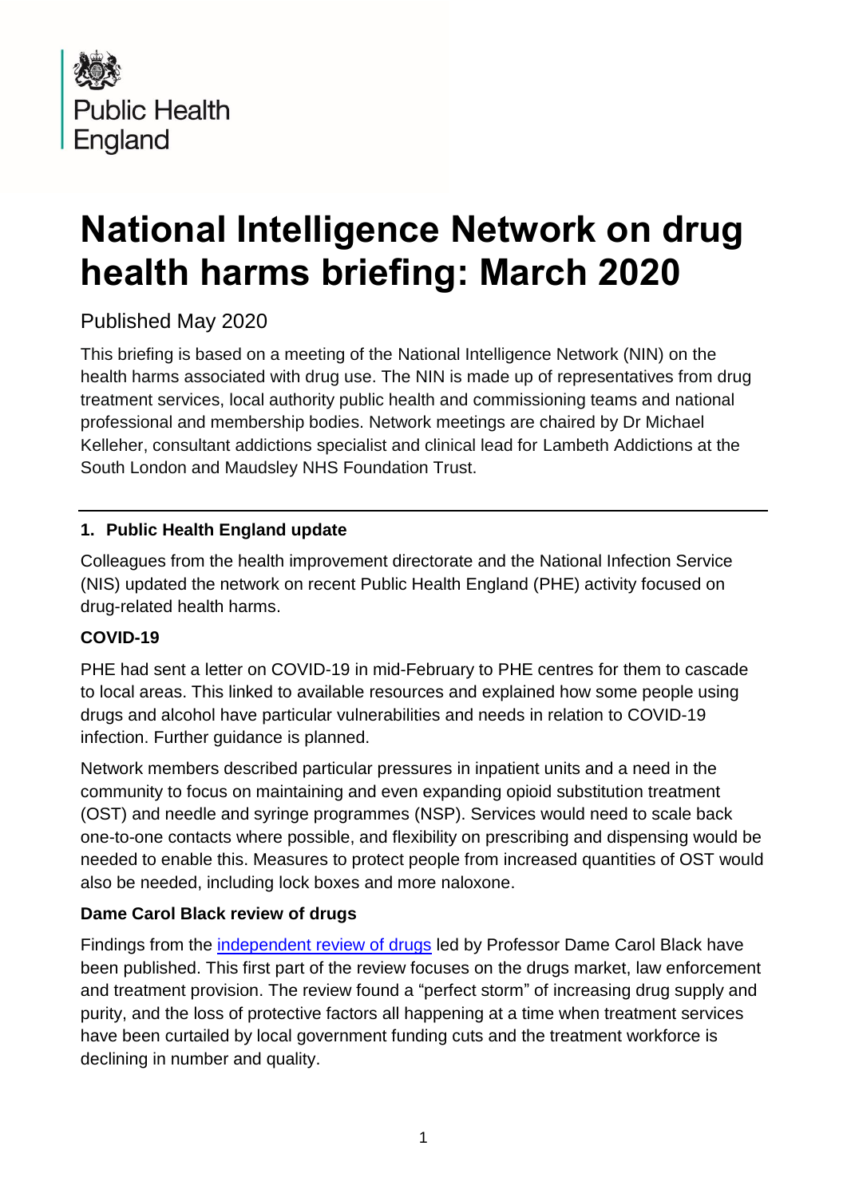Public Health England

# National Intelligence Network on drug health harms briefing: March 2020

Published May 2020

This briefing is based on a meeting of the National Intelligence Network (NIN) on the health harms associated with drug use. The NIN is made up of representatives from drug treatment services, local authority public health and commissioning teams and national professional and membership bodies. Network meetings are chaired by Dr Michael Kelleher, consultant addictions specialist and clinical lead for Lambeth Addictions at the South London and Maudsley NHS Foundation Trust.

---

## 1. Public Health England update

Colleagues from the health improvement directorate and the National Infection Service (NIS) updated the network on recent Public Health England (PHE) activity focused on drug-related health harms.

### COVID-19

PHE had sent a letter on COVID-19 in mid-February to PHE centres for them to cascade to local areas. This linked to available resources and explained how some people using drugs and alcohol have particular vulnerabilities and needs in relation to COVID-19 infection. Further guidance is planned.

Network members described particular pressures in inpatient units and a need in the community to focus on maintaining and even expanding opioid substitution treatment (OST) and needle and syringe programmes (NSP). Services would need to scale back one-to-one contacts where possible, and flexibility on prescribing and dispensing would be needed to enable this. Measures to protect people from increased quantities of OST would also be needed, including lock boxes and more naloxone.

### Dame Carol Black review of drugs

Findings from the independent review of drugs led by Professor Dame Carol Black have been published. This first part of the review focuses on the drugs market, law enforcement and treatment provision. The review found a "perfect storm" of increasing drug supply and purity, and the loss of protective factors all happening at a time when treatment services have been curtailed by local government funding cuts and the treatment workforce is declining in number and quality.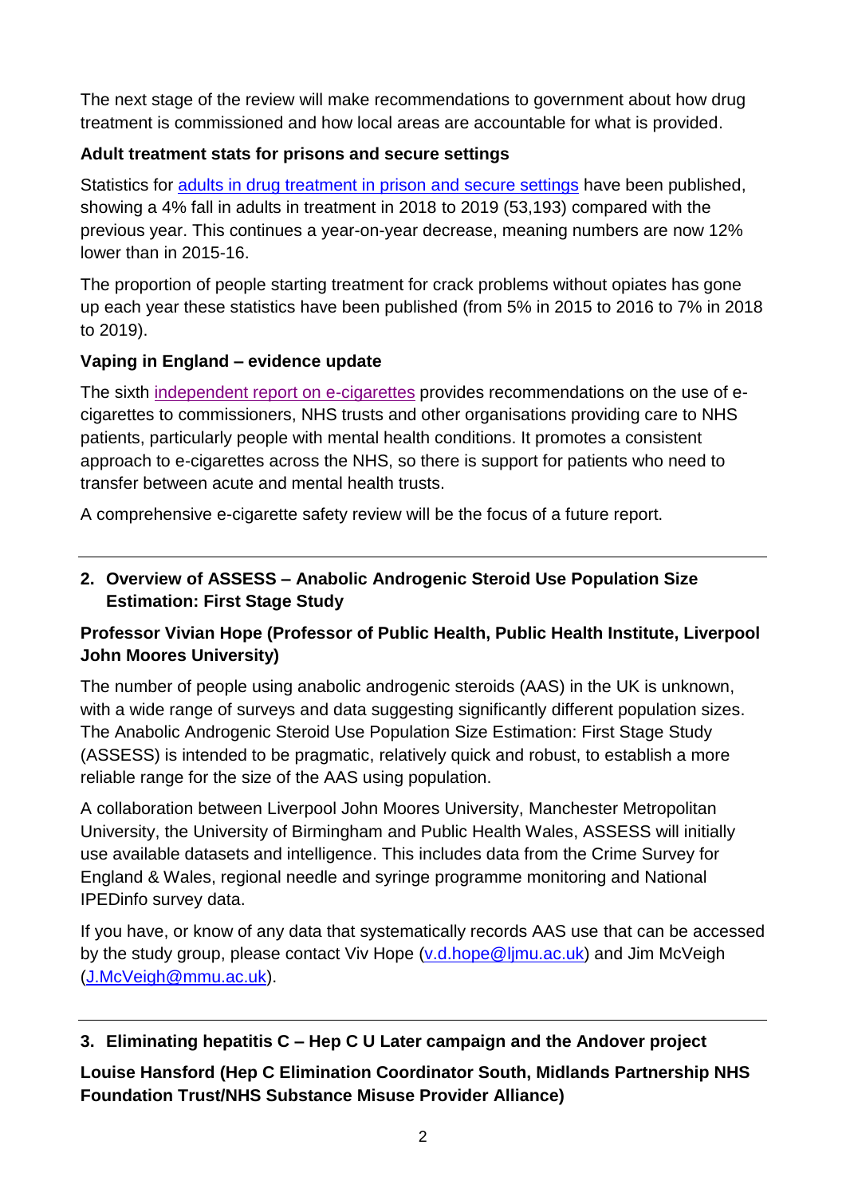The next stage of the review will make recommendations to government about how drug treatment is commissioned and how local areas are accountable for what is provided.

**Adult treatment stats for prisons and secure settings**

Statistics for [adults in drug treatment in prison and secure settings]() have been published, showing a 4% fall in adults in treatment in 2018 to 2019 (53,193) compared with the previous year. This continues a year-on-year decrease, meaning numbers are now 12% lower than in 2015-16.

The proportion of people starting treatment for crack problems without opiates has gone up each year these statistics have been published (from 5% in 2015 to 2016 to 7% in 2018 to 2019).

**Vaping in England – evidence update**

The sixth [independent report on e-cigarettes]() provides recommendations on the use of e-cigarettes to commissioners, NHS trusts and other organisations providing care to NHS patients, particularly people with mental health conditions. It promotes a consistent approach to e-cigarettes across the NHS, so there is support for patients who need to transfer between acute and mental health trusts.

A comprehensive e-cigarette safety review will be the focus of a future report.

---

## 2. Overview of ASSESS – Anabolic Androgenic Steroid Use Population Size Estimation: First Stage Study

**Professor Vivian Hope (Professor of Public Health, Public Health Institute, Liverpool John Moores University)**

The number of people using anabolic androgenic steroids (AAS) in the UK is unknown, with a wide range of surveys and data suggesting significantly different population sizes. The Anabolic Androgenic Steroid Use Population Size Estimation: First Stage Study (ASSESS) is intended to be pragmatic, relatively quick and robust, to establish a more reliable range for the size of the AAS using population.

A collaboration between Liverpool John Moores University, Manchester Metropolitan University, the University of Birmingham and Public Health Wales, ASSESS will initially use available datasets and intelligence. This includes data from the Crime Survey for England & Wales, regional needle and syringe programme monitoring and National IPEDinfo survey data.

If you have, or know of any data that systematically records AAS use that can be accessed by the study group, please contact Viv Hope (v.d.hope@ljmu.ac.uk) and Jim McVeigh (J.McVeigh@mmu.ac.uk).

---

## 3. Eliminating hepatitis C – Hep C U Later campaign and the Andover project

**Louise Hansford (Hep C Elimination Coordinator South, Midlands Partnership NHS Foundation Trust/NHS Substance Misuse Provider Alliance)**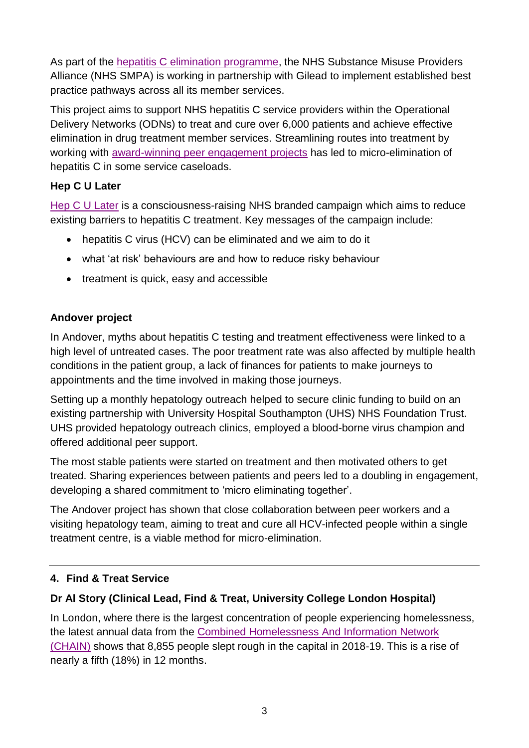As part of the hepatitis C elimination programme, the NHS Substance Misuse Providers Alliance (NHS SMPA) is working in partnership with Gilead to implement established best practice pathways across all its member services.

This project aims to support NHS hepatitis C service providers within the Operational Delivery Networks (ODNs) to treat and cure over 6,000 patients and achieve effective elimination in drug treatment member services. Streamlining routes into treatment by working with award-winning peer engagement projects has led to micro-elimination of hepatitis C in some service caseloads.

**Hep C U Later**

Hep C U Later is a consciousness-raising NHS branded campaign which aims to reduce existing barriers to hepatitis C treatment. Key messages of the campaign include:

- hepatitis C virus (HCV) can be eliminated and we aim to do it
- what 'at risk' behaviours are and how to reduce risky behaviour
- treatment is quick, easy and accessible

**Andover project**

In Andover, myths about hepatitis C testing and treatment effectiveness were linked to a high level of untreated cases. The poor treatment rate was also affected by multiple health conditions in the patient group, a lack of finances for patients to make journeys to appointments and the time involved in making those journeys.

Setting up a monthly hepatology outreach helped to secure clinic funding to build on an existing partnership with University Hospital Southampton (UHS) NHS Foundation Trust. UHS provided hepatology outreach clinics, employed a blood-borne virus champion and offered additional peer support.

The most stable patients were started on treatment and then motivated others to get treated. Sharing experiences between patients and peers led to a doubling in engagement, developing a shared commitment to 'micro eliminating together'.

The Andover project has shown that close collaboration between peer workers and a visiting hepatology team, aiming to treat and cure all HCV-infected people within a single treatment centre, is a viable method for micro-elimination.

---

## 4. Find & Treat Service

**Dr Al Story (Clinical Lead, Find & Treat, University College London Hospital)**

In London, where there is the largest concentration of people experiencing homelessness, the latest annual data from the Combined Homelessness And Information Network (CHAIN) shows that 8,855 people slept rough in the capital in 2018-19. This is a rise of nearly a fifth (18%) in 12 months.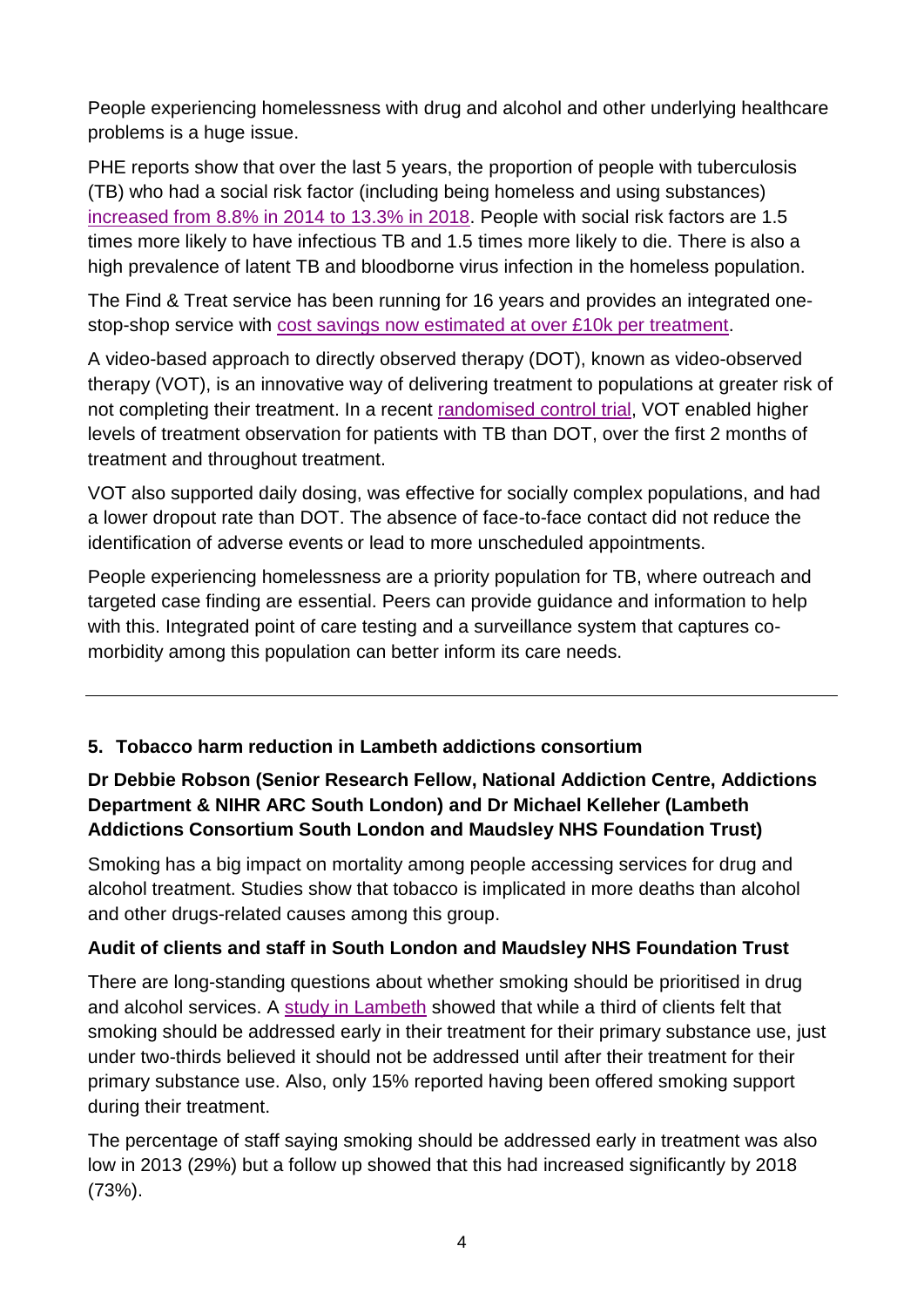People experiencing homelessness with drug and alcohol and other underlying healthcare problems is a huge issue.

PHE reports show that over the last 5 years, the proportion of people with tuberculosis (TB) who had a social risk factor (including being homeless and using substances) increased from 8.8% in 2014 to 13.3% in 2018. People with social risk factors are 1.5 times more likely to have infectious TB and 1.5 times more likely to die. There is also a high prevalence of latent TB and bloodborne virus infection in the homeless population.

The Find & Treat service has been running for 16 years and provides an integrated one-stop-shop service with cost savings now estimated at over £10k per treatment.

A video-based approach to directly observed therapy (DOT), known as video-observed therapy (VOT), is an innovative way of delivering treatment to populations at greater risk of not completing their treatment. In a recent randomised control trial, VOT enabled higher levels of treatment observation for patients with TB than DOT, over the first 2 months of treatment and throughout treatment.

VOT also supported daily dosing, was effective for socially complex populations, and had a lower dropout rate than DOT. The absence of face-to-face contact did not reduce the identification of adverse events or lead to more unscheduled appointments.

People experiencing homelessness are a priority population for TB, where outreach and targeted case finding are essential. Peers can provide guidance and information to help with this. Integrated point of care testing and a surveillance system that captures co-morbidity among this population can better inform its care needs.

---

## 5. Tobacco harm reduction in Lambeth addictions consortium

**Dr Debbie Robson (Senior Research Fellow, National Addiction Centre, Addictions Department & NIHR ARC South London) and Dr Michael Kelleher (Lambeth Addictions Consortium South London and Maudsley NHS Foundation Trust)**

Smoking has a big impact on mortality among people accessing services for drug and alcohol treatment. Studies show that tobacco is implicated in more deaths than alcohol and other drugs-related causes among this group.

### Audit of clients and staff in South London and Maudsley NHS Foundation Trust

There are long-standing questions about whether smoking should be prioritised in drug and alcohol services. A study in Lambeth showed that while a third of clients felt that smoking should be addressed early in their treatment for their primary substance use, just under two-thirds believed it should not be addressed until after their treatment for their primary substance use. Also, only 15% reported having been offered smoking support during their treatment.

The percentage of staff saying smoking should be addressed early in treatment was also low in 2013 (29%) but a follow up showed that this had increased significantly by 2018 (73%).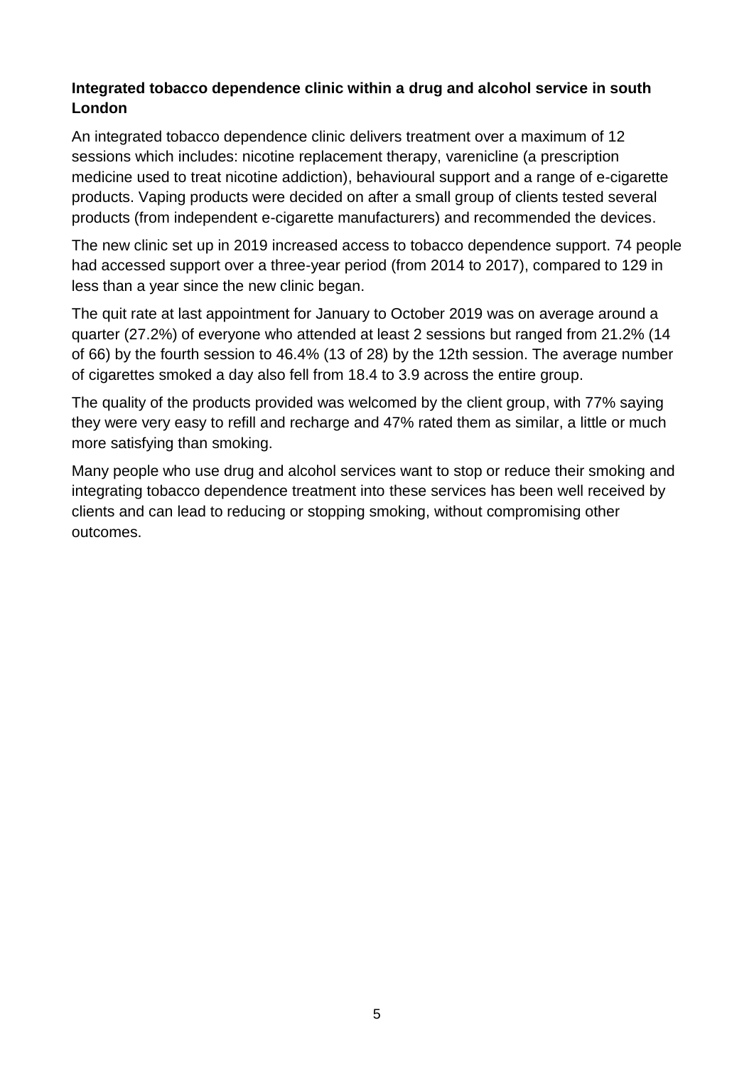**Integrated tobacco dependence clinic within a drug and alcohol service in south London**

An integrated tobacco dependence clinic delivers treatment over a maximum of 12 sessions which includes: nicotine replacement therapy, varenicline (a prescription medicine used to treat nicotine addiction), behavioural support and a range of e-cigarette products. Vaping products were decided on after a small group of clients tested several products (from independent e-cigarette manufacturers) and recommended the devices.

The new clinic set up in 2019 increased access to tobacco dependence support. 74 people had accessed support over a three-year period (from 2014 to 2017), compared to 129 in less than a year since the new clinic began.

The quit rate at last appointment for January to October 2019 was on average around a quarter (27.2%) of everyone who attended at least 2 sessions but ranged from 21.2% (14 of 66) by the fourth session to 46.4% (13 of 28) by the 12th session. The average number of cigarettes smoked a day also fell from 18.4 to 3.9 across the entire group.

The quality of the products provided was welcomed by the client group, with 77% saying they were very easy to refill and recharge and 47% rated them as similar, a little or much more satisfying than smoking.

Many people who use drug and alcohol services want to stop or reduce their smoking and integrating tobacco dependence treatment into these services has been well received by clients and can lead to reducing or stopping smoking, without compromising other outcomes.